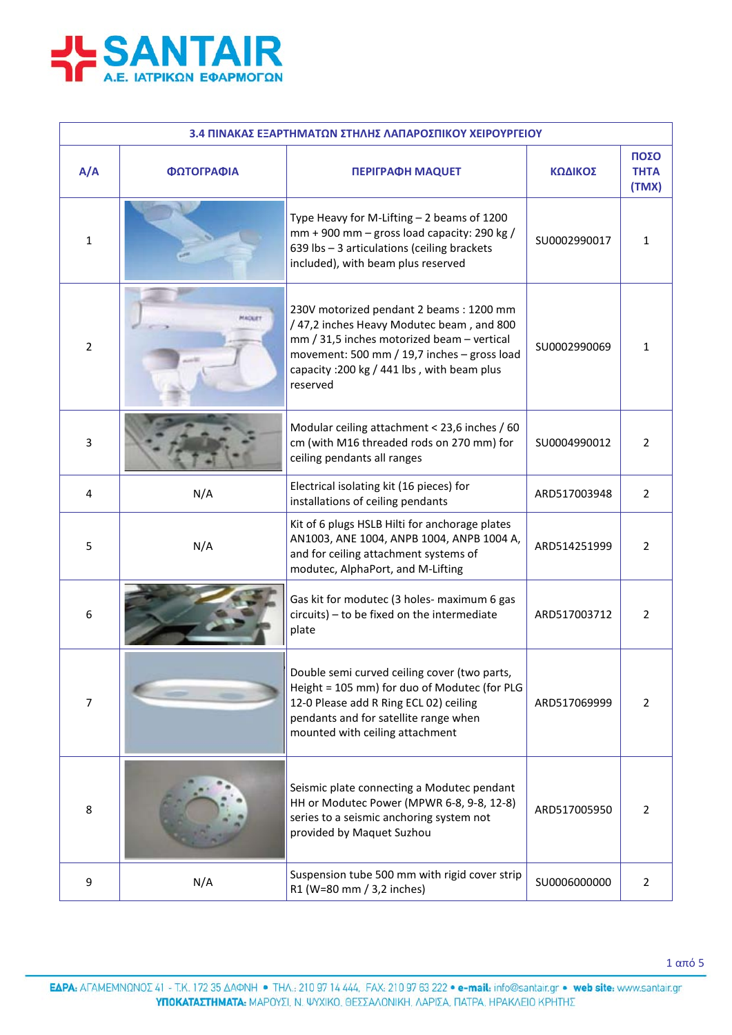# SANTAIR

**Α.Ε. ΙΑΤΡΙΚΩΝ ΕΦΑΡΜΟΓΩΝ**

| 3.4 ΠΙΝΑΚΑΣ ΕΞΑΡΤΗΜΑΤΩΝ ΣΤΗΛΗΣ ΛΑΠΑΡΟΣΠΙΚΟΥ ΧΕΙΡΟΥΡΓΕΙΟΥ | | | | |
|---|---|---|---|---|
| **Α/Α** | **ΦΩΤΟΓΡΑΦΙΑ** | **ΠΕΡΙΓΡΑΦΗ MAQUET** | **ΚΩΔΙΚΟΣ** | **ΠΟΣΟΤΗΤΑ (ΤΜΧ)** |
| 1 | | Type Heavy for M-Lifting – 2 beams of 1200 mm + 900 mm – gross load capacity: 290 kg / 639 lbs – 3 articulations (ceiling brackets included), with beam plus reserved | SU0002990017 | 1 |
| 2 | | 230V motorized pendant 2 beams : 1200 mm / 47,2 inches Heavy Modutec beam , and 800 mm / 31,5 inches motorized beam – vertical movement: 500 mm / 19,7 inches – gross load capacity :200 kg / 441 lbs , with beam plus reserved | SU0002990069 | 1 |
| 3 | | Modular ceiling attachment < 23,6 inches / 60 cm (with M16 threaded rods on 270 mm) for ceiling pendants all ranges | SU0004990012 | 2 |
| 4 | N/A | Electrical isolating kit (16 pieces) for installations of ceiling pendants | ARD517003948 | 2 |
| 5 | N/A | Kit of 6 plugs HSLB Hilti for anchorage plates AN1003, ANE 1004, ANPB 1004, ANPB 1004 A, and for ceiling attachment systems of modutec, AlphaPort, and M-Lifting | ARD514251999 | 2 |
| 6 | | Gas kit for modutec (3 holes- maximum 6 gas circuits) – to be fixed on the intermediate plate | ARD517003712 | 2 |
| 7 | | Double semi curved ceiling cover (two parts, Height = 105 mm) for duo of Modutec (for PLG 12-0 Please add R Ring ECL 02) ceiling pendants and for satellite range when mounted with ceiling attachment | ARD517069999 | 2 |
| 8 | | Seismic plate connecting a Modutec pendant HH or Modutec Power (MPWR 6-8, 9-8, 12-8) series to a seismic anchoring system not provided by Maquet Suzhou | ARD517005950 | 2 |
| 9 | N/A | Suspension tube 500 mm with rigid cover strip R1 (W=80 mm / 3,2 inches) | SU0006000000 | 2 |

**ΕΔΡΑ:** ΑΓΑΜΕΜΝΟΝΟΣ 41 - Τ.Κ. 172 35 ΔΑΦΝΗ • ΤΗΛ.: 210 97 14 444, FAX: 210 97 63 222 • **e-mail:** info@santair.gr • **web site:** www.santair.gr
**ΥΠΟΚΑΤΑΣΤΗΜΑΤΑ:** ΜΑΡΟΥΣΙ, Ν. ΨΥΧΙΚΟ, ΘΕΣΣΑΛΟΝΙΚΗ, ΛΑΡΙΣΑ, ΠΑΤΡΑ, ΗΡΑΚΛΕΙΟ ΚΡΗΤΗΣ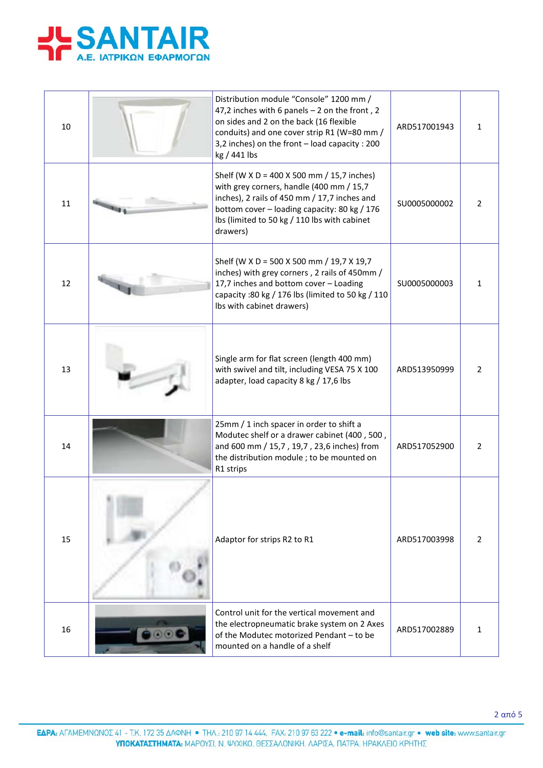| | | | | |
|---|---|---|---|---|
| 10 | | Distribution module "Console" 1200 mm / 47,2 inches with 6 panels – 2 on the front , 2 on sides and 2 on the back (16 flexible conduits) and one cover strip R1 (W=80 mm / 3,2 inches) on the front – load capacity : 200 kg / 441 lbs | ARD517001943 | 1 |
| 11 | | Shelf (W X D = 400 X 500 mm / 15,7 inches) with grey corners, handle (400 mm / 15,7 inches), 2 rails of 450 mm / 17,7 inches and bottom cover – loading capacity: 80 kg / 176 lbs (limited to 50 kg / 110 lbs with cabinet drawers) | SU0005000002 | 2 |
| 12 | | Shelf (W X D = 500 X 500 mm / 19,7 X 19,7 inches) with grey corners , 2 rails of 450mm / 17,7 inches and bottom cover – Loading capacity :80 kg / 176 lbs (limited to 50 kg / 110 lbs with cabinet drawers) | SU0005000003 | 1 |
| 13 | | Single arm for flat screen (length 400 mm) with swivel and tilt, including VESA 75 X 100 adapter, load capacity 8 kg / 17,6 lbs | ARD513950999 | 2 |
| 14 | | 25mm / 1 inch spacer in order to shift a Modutec shelf or a drawer cabinet (400 , 500 , and 600 mm / 15,7 , 19,7 , 23,6 inches) from the distribution module ; to be mounted on R1 strips | ARD517052900 | 2 |
| 15 | | Adaptor for strips R2 to R1 | ARD517003998 | 2 |
| 16 | | Control unit for the vertical movement and the electropneumatic brake system on 2 Axes of the Modutec motorized Pendant – to be mounted on a handle of a shelf | ARD517002889 | 1 |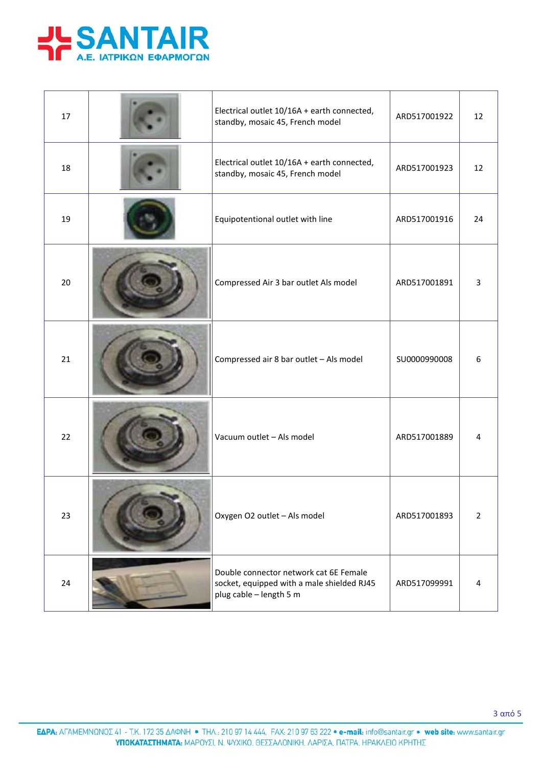| 17 | | Electrical outlet 10/16A + earth connected, standby, mosaic 45, French model | ARD517001922 | 12 |
|---|---|---|---|---|
| 18 | | Electrical outlet 10/16A + earth connected, standby, mosaic 45, French model | ARD517001923 | 12 |
| 19 | | Equipotentional outlet with line | ARD517001916 | 24 |
| 20 | | Compressed Air 3 bar outlet Als model | ARD517001891 | 3 |
| 21 | | Compressed air 8 bar outlet – Als model | SU0000990008 | 6 |
| 22 | | Vacuum outlet – Als model | ARD517001889 | 4 |
| 23 | | Oxygen O2 outlet – Als model | ARD517001893 | 2 |
| 24 | | Double connector network cat 6E Female socket, equipped with a male shielded RJ45 plug cable – length 5 m | ARD517099991 | 4 |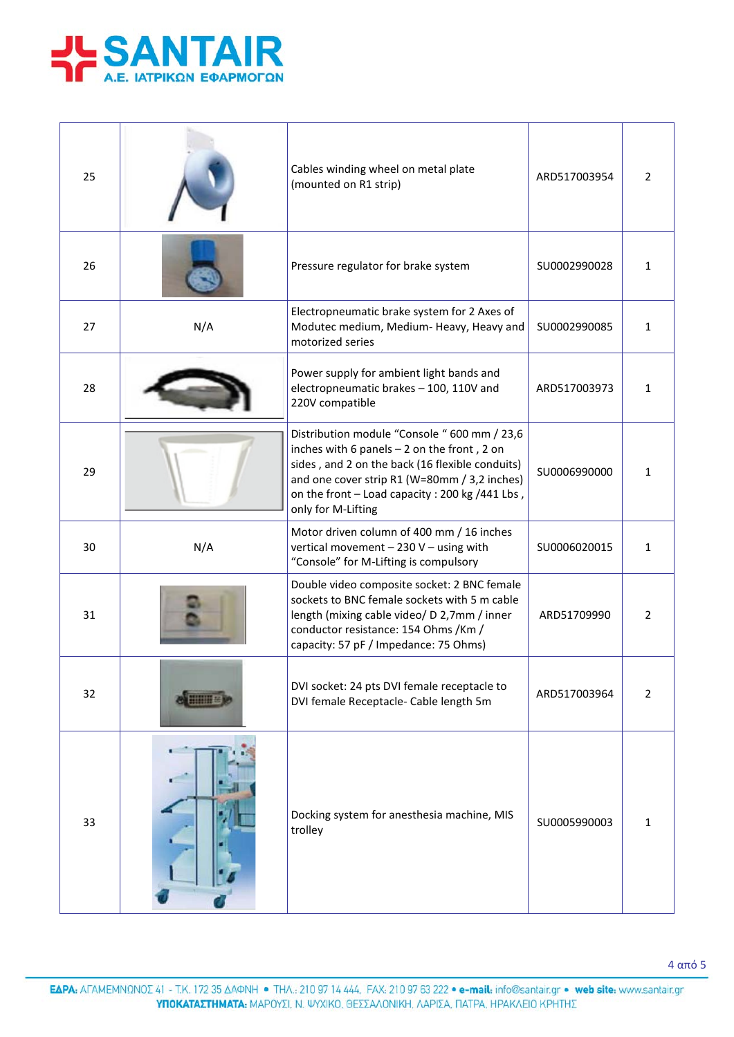| | | | | |
|---|---|---|---|---|
| 25 | | Cables winding wheel on metal plate (mounted on R1 strip) | ARD517003954 | 2 |
| 26 | | Pressure regulator for brake system | SU0002990028 | 1 |
| 27 | N/A | Electropneumatic brake system for 2 Axes of Modutec medium, Medium- Heavy, Heavy and motorized series | SU0002990085 | 1 |
| 28 | | Power supply for ambient light bands and electropneumatic brakes – 100, 110V and 220V compatible | ARD517003973 | 1 |
| 29 | | Distribution module "Console " 600 mm / 23,6 inches with 6 panels – 2 on the front , 2 on sides , and 2 on the back (16 flexible conduits) and one cover strip R1 (W=80mm / 3,2 inches) on the front – Load capacity : 200 kg /441 Lbs , only for M-Lifting | SU0006990000 | 1 |
| 30 | N/A | Motor driven column of 400 mm / 16 inches vertical movement – 230 V – using with "Console" for M-Lifting is compulsory | SU0006020015 | 1 |
| 31 | | Double video composite socket: 2 BNC female sockets to BNC female sockets with 5 m cable length (mixing cable video/ D 2,7mm / inner conductor resistance: 154 Ohms /Km / capacity: 57 pF / Impedance: 75 Ohms) | ARD51709990 | 2 |
| 32 | | DVI socket: 24 pts DVI female receptacle to DVI female Receptacle- Cable length 5m | ARD517003964 | 2 |
| 33 | | Docking system for anesthesia machine, MIS trolley | SU0005990003 | 1 |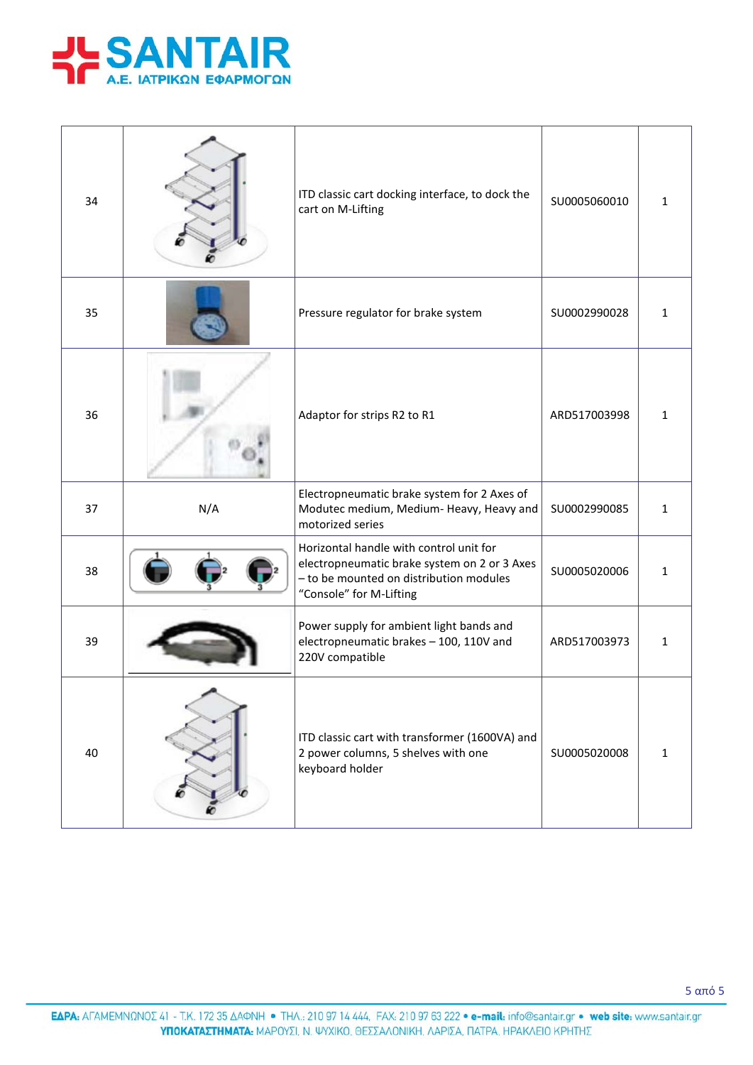| | | | | |
|---|---|---|---|---|
| 34 | | ITD classic cart docking interface, to dock the cart on M-Lifting | SU0005060010 | 1 |
| 35 | | Pressure regulator for brake system | SU0002990028 | 1 |
| 36 | | Adaptor for strips R2 to R1 | ARD517003998 | 1 |
| 37 | N/A | Electropneumatic brake system for 2 Axes of Modutec medium, Medium- Heavy, Heavy and motorized series | SU0002990085 | 1 |
| 38 | | Horizontal handle with control unit for electropneumatic brake system on 2 or 3 Axes – to be mounted on distribution modules "Console" for M-Lifting | SU0005020006 | 1 |
| 39 | | Power supply for ambient light bands and electropneumatic brakes – 100, 110V and 220V compatible | ARD517003973 | 1 |
| 40 | | ITD classic cart with transformer (1600VA) and 2 power columns, 5 shelves with one keyboard holder | SU0005020008 | 1 |